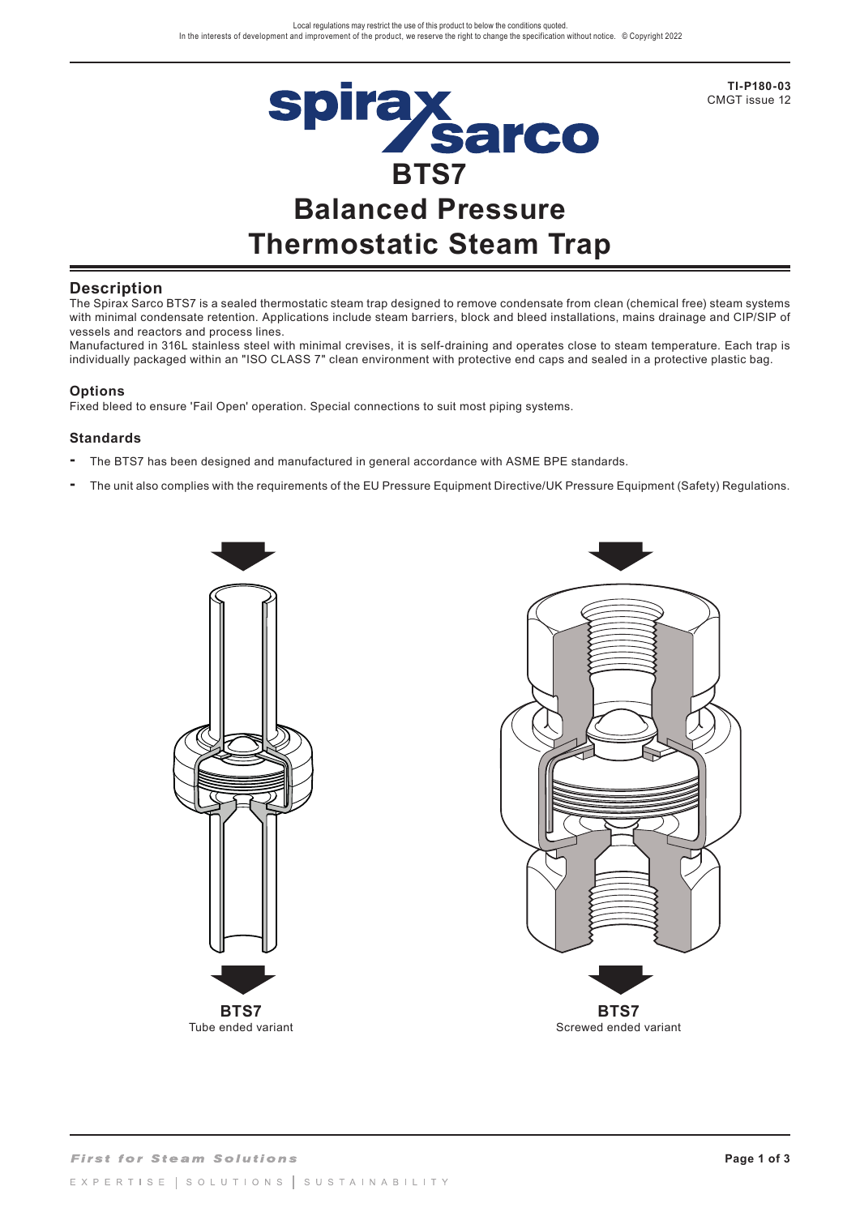Local regulations may restrict the use of this product to below the conditions quoted.
In the interests of development and improvement of the product, we reserve the right to change the specification without notice. © Copyright 2022

**TI-P180-03**
CMGT issue 12

# BTS7
# Balanced Pressure Thermostatic Steam Trap

## Description

The Spirax Sarco BTS7 is a sealed thermostatic steam trap designed to remove condensate from clean (chemical free) steam systems with minimal condensate retention. Applications include steam barriers, block and bleed installations, mains drainage and CIP/SIP of vessels and reactors and process lines.

Manufactured in 316L stainless steel with minimal crevises, it is self-draining and operates close to steam temperature. Each trap is individually packaged within an "ISO CLASS 7" clean environment with protective end caps and sealed in a protective plastic bag.

### Options

Fixed bleed to ensure 'Fail Open' operation. Special connections to suit most piping systems.

### Standards

- The BTS7 has been designed and manufactured in general accordance with ASME BPE standards.
- The unit also complies with the requirements of the EU Pressure Equipment Directive/UK Pressure Equipment (Safety) Regulations.

**BTS7**
Tube ended variant

**BTS7**
Screwed ended variant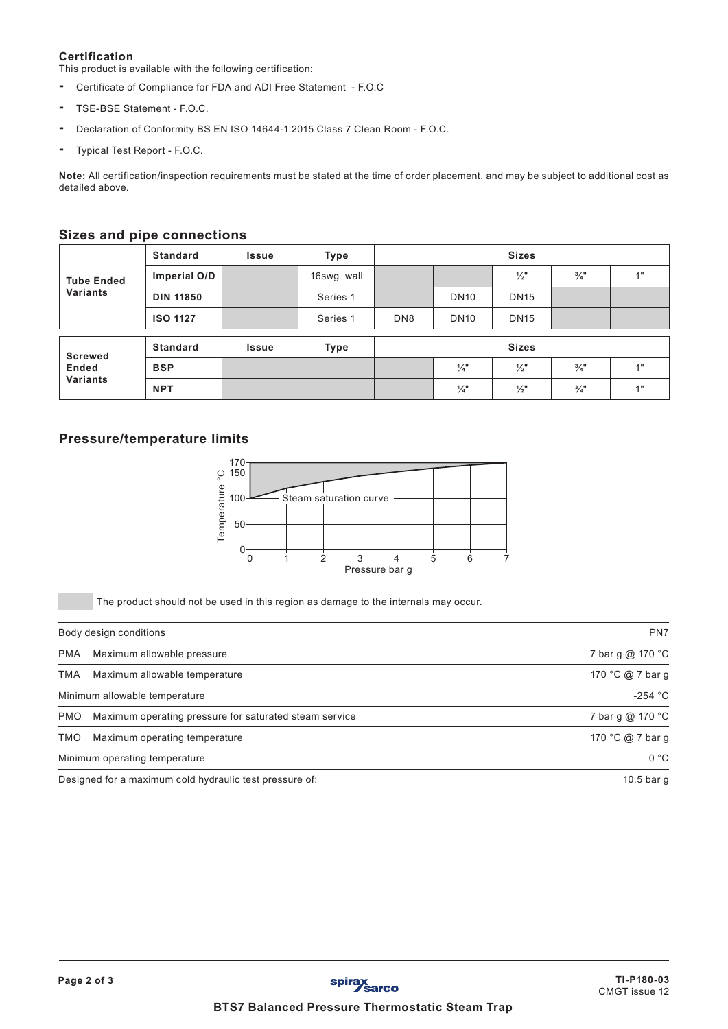## Certification

This product is available with the following certification:

- Certificate of Compliance for FDA and ADI Free Statement - F.O.C
- TSE-BSE Statement - F.O.C.
- Declaration of Conformity BS EN ISO 14644-1:2015 Class 7 Clean Room - F.O.C.
- Typical Test Report - F.O.C.

**Note:** All certification/inspection requirements must be stated at the time of order placement, and may be subject to additional cost as detailed above.

## Sizes and pipe connections

| | Standard | Issue | Type | Sizes | | | | |
|---|---|---|---|---|---|---|---|---|
| **Tube Ended Variants** | **Imperial O/D** | | 16swg wall | | | ½" | ¾" | 1" |
| | **DIN 11850** | | Series 1 | | DN10 | DN15 | | |
| | **ISO 1127** | | Series 1 | DN8 | DN10 | DN15 | | |

| | Standard | Issue | Type | Sizes | | | | |
|---|---|---|---|---|---|---|---|---|
| **Screwed Ended Variants** | **BSP** | | | | ¼" | ½" | ¾" | 1" |
| | **NPT** | | | | ¼" | ½" | ¾" | 1" |

## Pressure/temperature limits

The product should not be used in this region as damage to the internals may occur.

| | |
|---|---|
| Body design conditions | PN7 |
| PMA Maximum allowable pressure | 7 bar g @ 170 °C |
| TMA Maximum allowable temperature | 170 °C @ 7 bar g |
| Minimum allowable temperature | -254 °C |
| PMO Maximum operating pressure for saturated steam service | 7 bar g @ 170 °C |
| TMO Maximum operating temperature | 170 °C @ 7 bar g |
| Minimum operating temperature | 0 °C |
| Designed for a maximum cold hydraulic test pressure of: | 10.5 bar g |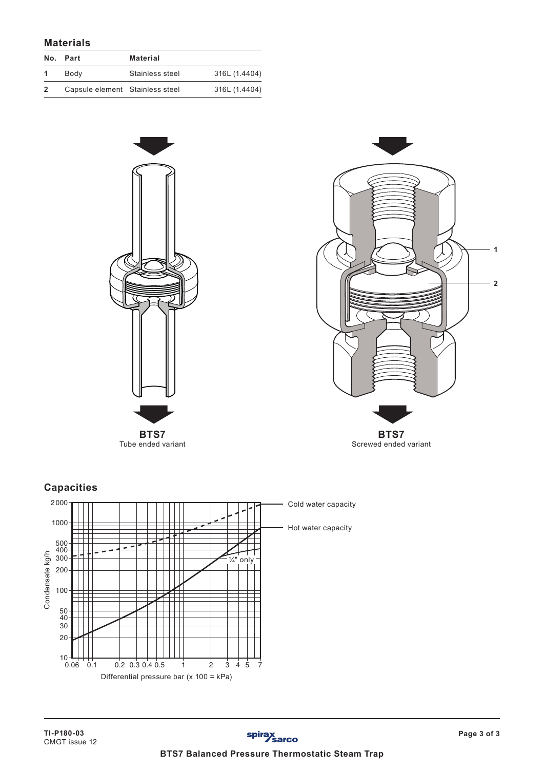## Materials

| No. | Part | Material | |
|---|---|---|---|
| 1 | Body | Stainless steel | 316L (1.4404) |
| 2 | Capsule element | Stainless steel | 316L (1.4404) |

**BTS7**
Tube ended variant

**BTS7**
Screwed ended variant

## Capacities

Cold water capacity

Hot water capacity

¼" only

Condensate kg/h

Differential pressure bar (x 100 = kPa)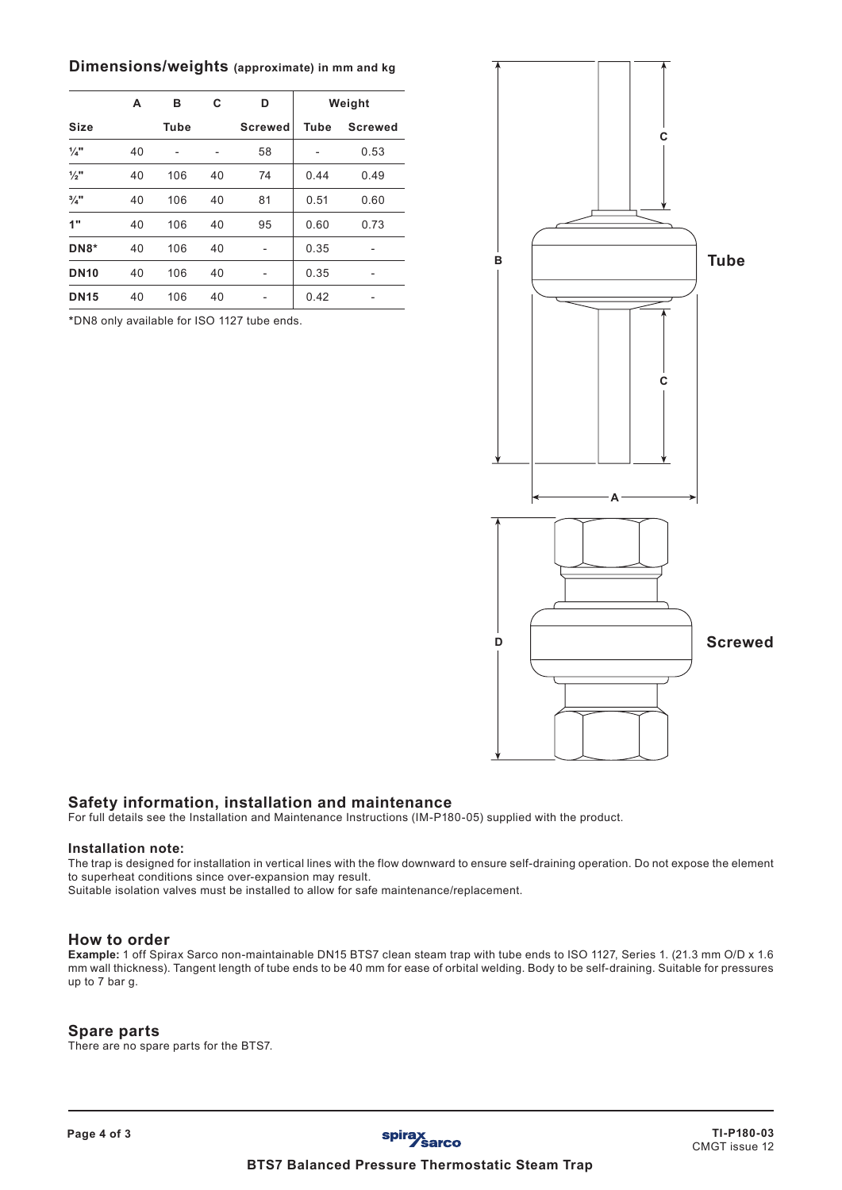## Dimensions/weights (approximate) in mm and kg

| | A | B | C | D | Weight | |
|---|---|---|---|---|---|---|
| Size | | Tube | | Screwed | Tube | Screwed |
| ¼" | 40 | - | - | 58 | - | 0.53 |
| ½" | 40 | 106 | 40 | 74 | 0.44 | 0.49 |
| ¾" | 40 | 106 | 40 | 81 | 0.51 | 0.60 |
| 1" | 40 | 106 | 40 | 95 | 0.60 | 0.73 |
| DN8* | 40 | 106 | 40 | - | 0.35 | - |
| DN10 | 40 | 106 | 40 | - | 0.35 | - |
| DN15 | 40 | 106 | 40 | - | 0.42 | - |

*DN8 only available for ISO 1127 tube ends.

C
B
Tube
C
A
D
Screwed

## Safety information, installation and maintenance

For full details see the Installation and Maintenance Instructions (IM-P180-05) supplied with the product.

### Installation note:

The trap is designed for installation in vertical lines with the flow downward to ensure self-draining operation. Do not expose the element to superheat conditions since over-expansion may result.
Suitable isolation valves must be installed to allow for safe maintenance/replacement.

## How to order

**Example:** 1 off Spirax Sarco non-maintainable DN15 BTS7 clean steam trap with tube ends to ISO 1127, Series 1. (21.3 mm O/D x 1.6 mm wall thickness). Tangent length of tube ends to be 40 mm for ease of orbital welding. Body to be self-draining. Suitable for pressures up to 7 bar g.

## Spare parts

There are no spare parts for the BTS7.